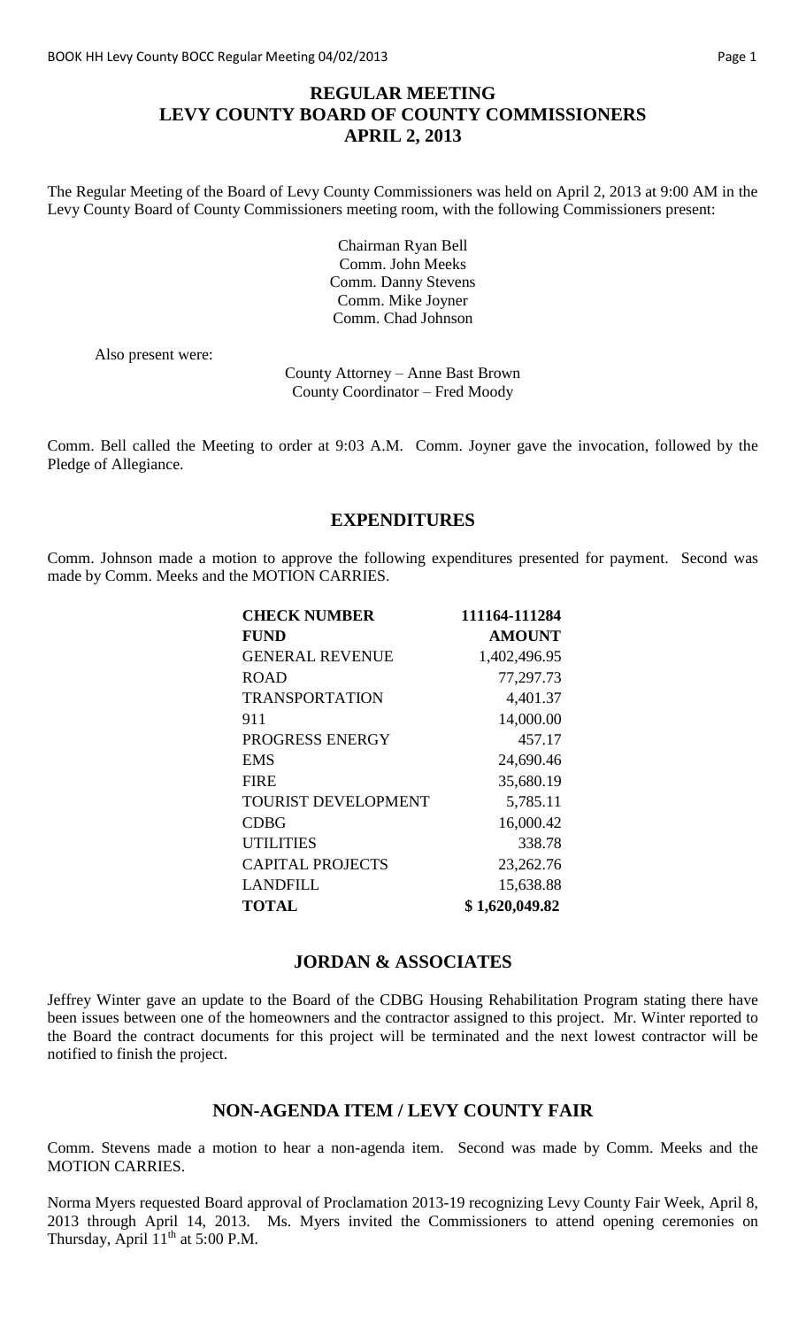# REGULAR MEETING
# LEVY COUNTY BOARD OF COUNTY COMMISSIONERS
# APRIL 2, 2013

The Regular Meeting of the Board of Levy County Commissioners was held on April 2, 2013 at 9:00 AM in the Levy County Board of County Commissioners meeting room, with the following Commissioners present:

Chairman Ryan Bell
Comm. John Meeks
Comm. Danny Stevens
Comm. Mike Joyner
Comm. Chad Johnson

Also present were:

County Attorney – Anne Bast Brown
County Coordinator – Fred Moody

Comm. Bell called the Meeting to order at 9:03 A.M. Comm. Joyner gave the invocation, followed by the Pledge of Allegiance.

## EXPENDITURES

Comm. Johnson made a motion to approve the following expenditures presented for payment. Second was made by Comm. Meeks and the MOTION CARRIES.

| **CHECK NUMBER** | **111164-111284** |
|---|---|
| **FUND** | **AMOUNT** |
| GENERAL REVENUE | 1,402,496.95 |
| ROAD | 77,297.73 |
| TRANSPORTATION | 4,401.37 |
| 911 | 14,000.00 |
| PROGRESS ENERGY | 457.17 |
| EMS | 24,690.46 |
| FIRE | 35,680.19 |
| TOURIST DEVELOPMENT | 5,785.11 |
| CDBG | 16,000.42 |
| UTILITIES | 338.78 |
| CAPITAL PROJECTS | 23,262.76 |
| LANDFILL | 15,638.88 |
| **TOTAL** | **$ 1,620,049.82** |

## JORDAN & ASSOCIATES

Jeffrey Winter gave an update to the Board of the CDBG Housing Rehabilitation Program stating there have been issues between one of the homeowners and the contractor assigned to this project. Mr. Winter reported to the Board the contract documents for this project will be terminated and the next lowest contractor will be notified to finish the project.

## NON-AGENDA ITEM / LEVY COUNTY FAIR

Comm. Stevens made a motion to hear a non-agenda item. Second was made by Comm. Meeks and the MOTION CARRIES.

Norma Myers requested Board approval of Proclamation 2013-19 recognizing Levy County Fair Week, April 8, 2013 through April 14, 2013. Ms. Myers invited the Commissioners to attend opening ceremonies on Thursday, April 11th at 5:00 P.M.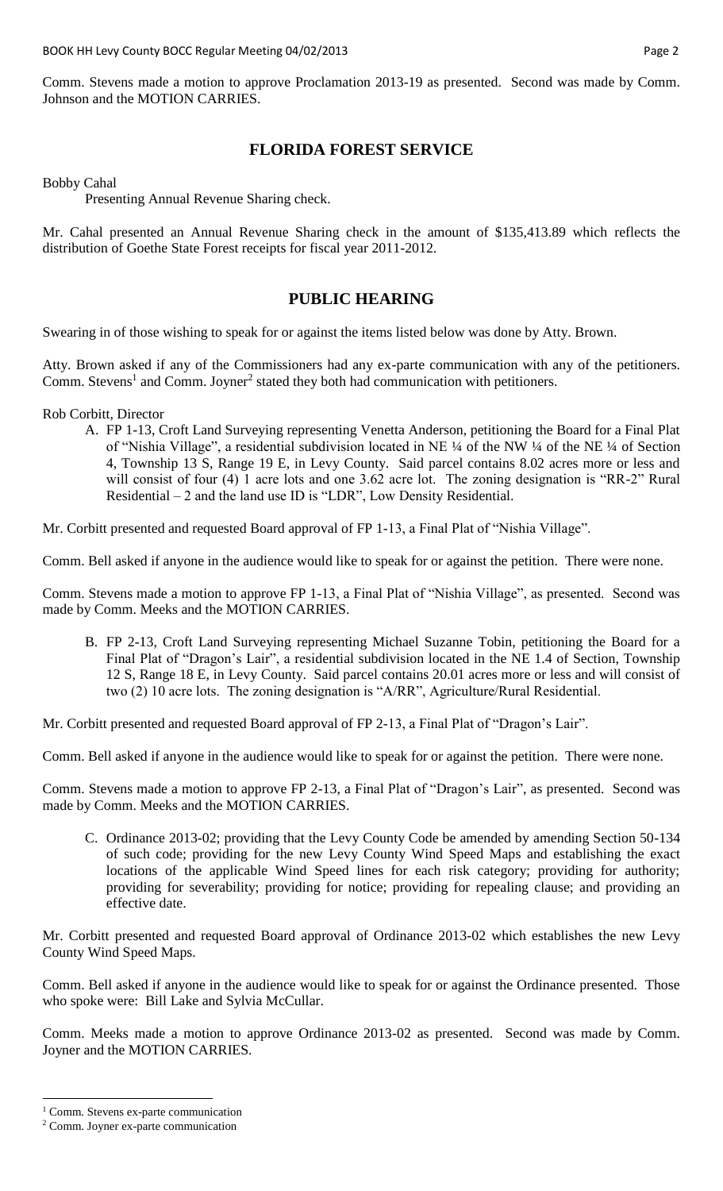Comm. Stevens made a motion to approve Proclamation 2013-19 as presented. Second was made by Comm. Johnson and the MOTION CARRIES.

## FLORIDA FOREST SERVICE

Bobby Cahal

Presenting Annual Revenue Sharing check.

Mr. Cahal presented an Annual Revenue Sharing check in the amount of $135,413.89 which reflects the distribution of Goethe State Forest receipts for fiscal year 2011-2012.

## PUBLIC HEARING

Swearing in of those wishing to speak for or against the items listed below was done by Atty. Brown.

Atty. Brown asked if any of the Commissioners had any ex-parte communication with any of the petitioners. Comm. Stevens[1] and Comm. Joyner[2] stated they both had communication with petitioners.

Rob Corbitt, Director

A. FP 1-13, Croft Land Surveying representing Venetta Anderson, petitioning the Board for a Final Plat of "Nishia Village", a residential subdivision located in NE ¼ of the NW ¼ of the NE ¼ of Section 4, Township 13 S, Range 19 E, in Levy County. Said parcel contains 8.02 acres more or less and will consist of four (4) 1 acre lots and one 3.62 acre lot. The zoning designation is "RR-2" Rural Residential – 2 and the land use ID is "LDR", Low Density Residential.

Mr. Corbitt presented and requested Board approval of FP 1-13, a Final Plat of "Nishia Village".

Comm. Bell asked if anyone in the audience would like to speak for or against the petition. There were none.

Comm. Stevens made a motion to approve FP 1-13, a Final Plat of "Nishia Village", as presented. Second was made by Comm. Meeks and the MOTION CARRIES.

B. FP 2-13, Croft Land Surveying representing Michael Suzanne Tobin, petitioning the Board for a Final Plat of "Dragon's Lair", a residential subdivision located in the NE 1.4 of Section, Township 12 S, Range 18 E, in Levy County. Said parcel contains 20.01 acres more or less and will consist of two (2) 10 acre lots. The zoning designation is "A/RR", Agriculture/Rural Residential.

Mr. Corbitt presented and requested Board approval of FP 2-13, a Final Plat of "Dragon's Lair".

Comm. Bell asked if anyone in the audience would like to speak for or against the petition. There were none.

Comm. Stevens made a motion to approve FP 2-13, a Final Plat of "Dragon's Lair", as presented. Second was made by Comm. Meeks and the MOTION CARRIES.

C. Ordinance 2013-02; providing that the Levy County Code be amended by amending Section 50-134 of such code; providing for the new Levy County Wind Speed Maps and establishing the exact locations of the applicable Wind Speed lines for each risk category; providing for authority; providing for severability; providing for notice; providing for repealing clause; and providing an effective date.

Mr. Corbitt presented and requested Board approval of Ordinance 2013-02 which establishes the new Levy County Wind Speed Maps.

Comm. Bell asked if anyone in the audience would like to speak for or against the Ordinance presented. Those who spoke were: Bill Lake and Sylvia McCullar.

Comm. Meeks made a motion to approve Ordinance 2013-02 as presented. Second was made by Comm. Joyner and the MOTION CARRIES.

---

[1] Comm. Stevens ex-parte communication

[2] Comm. Joyner ex-parte communication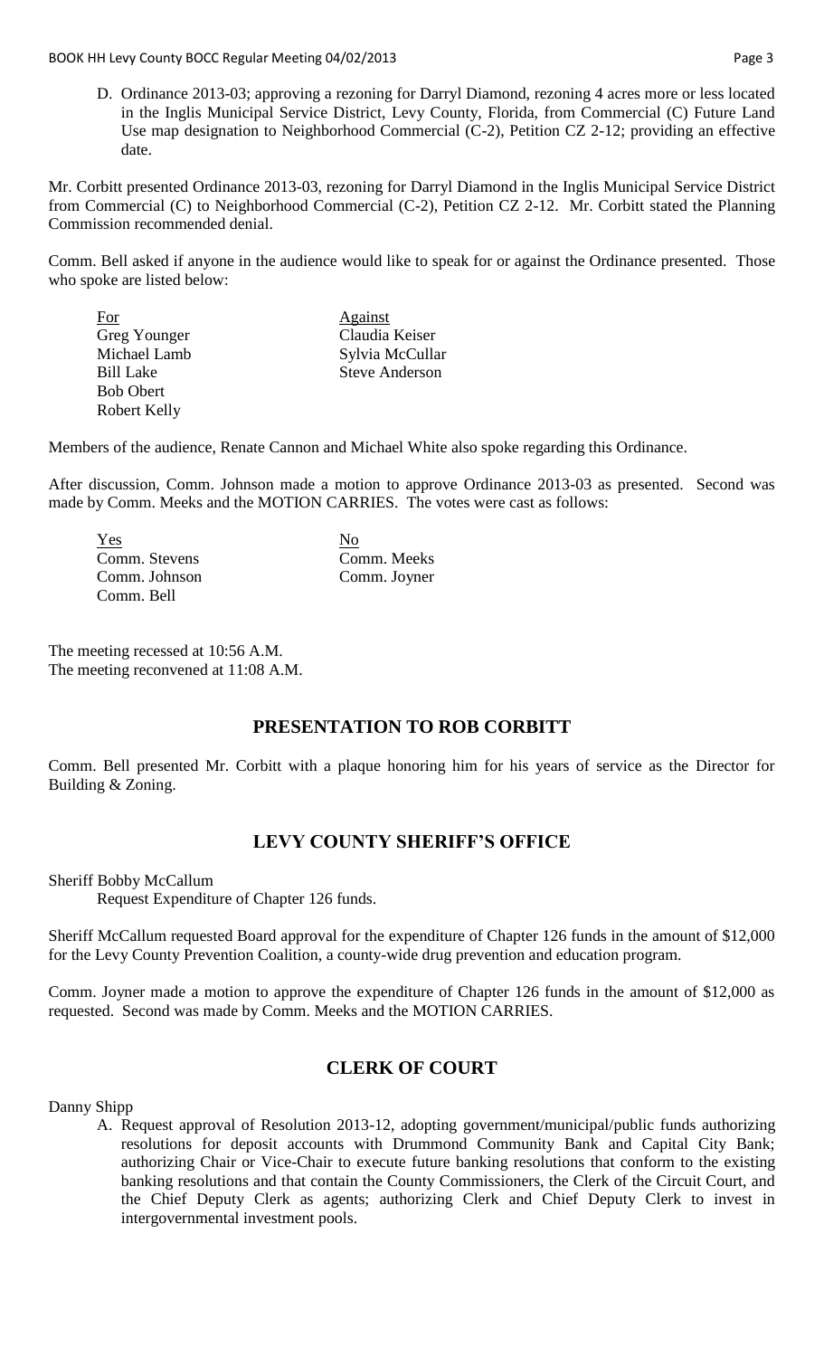D. Ordinance 2013-03; approving a rezoning for Darryl Diamond, rezoning 4 acres more or less located in the Inglis Municipal Service District, Levy County, Florida, from Commercial (C) Future Land Use map designation to Neighborhood Commercial (C-2), Petition CZ 2-12; providing an effective date.

Mr. Corbitt presented Ordinance 2013-03, rezoning for Darryl Diamond in the Inglis Municipal Service District from Commercial (C) to Neighborhood Commercial (C-2), Petition CZ 2-12. Mr. Corbitt stated the Planning Commission recommended denial.

Comm. Bell asked if anyone in the audience would like to speak for or against the Ordinance presented. Those who spoke are listed below:

| For | Against |
|---|---|
| Greg Younger | Claudia Keiser |
| Michael Lamb | Sylvia McCullar |
| Bill Lake | Steve Anderson |
| Bob Obert | |
| Robert Kelly | |

Members of the audience, Renate Cannon and Michael White also spoke regarding this Ordinance.

After discussion, Comm. Johnson made a motion to approve Ordinance 2013-03 as presented. Second was made by Comm. Meeks and the MOTION CARRIES. The votes were cast as follows:

| Yes | No |
|---|---|
| Comm. Stevens | Comm. Meeks |
| Comm. Johnson | Comm. Joyner |
| Comm. Bell | |

The meeting recessed at 10:56 A.M.
The meeting reconvened at 11:08 A.M.

## PRESENTATION TO ROB CORBITT

Comm. Bell presented Mr. Corbitt with a plaque honoring him for his years of service as the Director for Building & Zoning.

## LEVY COUNTY SHERIFF'S OFFICE

Sheriff Bobby McCallum

Request Expenditure of Chapter 126 funds.

Sheriff McCallum requested Board approval for the expenditure of Chapter 126 funds in the amount of $12,000 for the Levy County Prevention Coalition, a county-wide drug prevention and education program.

Comm. Joyner made a motion to approve the expenditure of Chapter 126 funds in the amount of $12,000 as requested. Second was made by Comm. Meeks and the MOTION CARRIES.

## CLERK OF COURT

Danny Shipp

A. Request approval of Resolution 2013-12, adopting government/municipal/public funds authorizing resolutions for deposit accounts with Drummond Community Bank and Capital City Bank; authorizing Chair or Vice-Chair to execute future banking resolutions that conform to the existing banking resolutions and that contain the County Commissioners, the Clerk of the Circuit Court, and the Chief Deputy Clerk as agents; authorizing Clerk and Chief Deputy Clerk to invest in intergovernmental investment pools.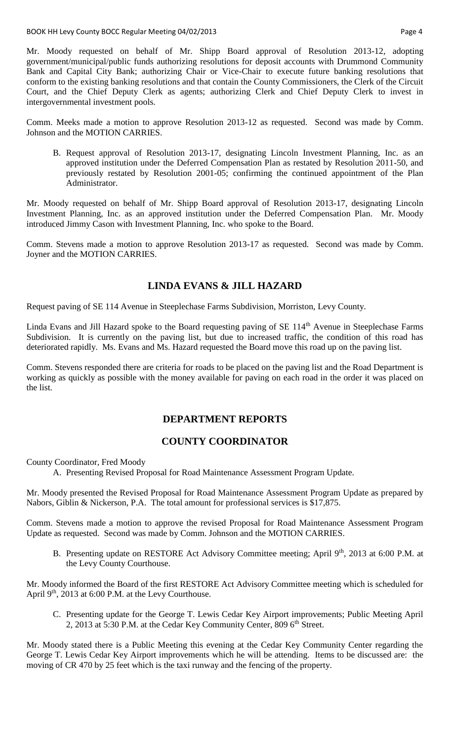Mr. Moody requested on behalf of Mr. Shipp Board approval of Resolution 2013-12, adopting government/municipal/public funds authorizing resolutions for deposit accounts with Drummond Community Bank and Capital City Bank; authorizing Chair or Vice-Chair to execute future banking resolutions that conform to the existing banking resolutions and that contain the County Commissioners, the Clerk of the Circuit Court, and the Chief Deputy Clerk as agents; authorizing Clerk and Chief Deputy Clerk to invest in intergovernmental investment pools.

Comm. Meeks made a motion to approve Resolution 2013-12 as requested. Second was made by Comm. Johnson and the MOTION CARRIES.

B. Request approval of Resolution 2013-17, designating Lincoln Investment Planning, Inc. as an approved institution under the Deferred Compensation Plan as restated by Resolution 2011-50, and previously restated by Resolution 2001-05; confirming the continued appointment of the Plan Administrator.

Mr. Moody requested on behalf of Mr. Shipp Board approval of Resolution 2013-17, designating Lincoln Investment Planning, Inc. as an approved institution under the Deferred Compensation Plan. Mr. Moody introduced Jimmy Cason with Investment Planning, Inc. who spoke to the Board.

Comm. Stevens made a motion to approve Resolution 2013-17 as requested. Second was made by Comm. Joyner and the MOTION CARRIES.

## LINDA EVANS & JILL HAZARD

Request paving of SE 114 Avenue in Steeplechase Farms Subdivision, Morriston, Levy County.

Linda Evans and Jill Hazard spoke to the Board requesting paving of SE 114th Avenue in Steeplechase Farms Subdivision. It is currently on the paving list, but due to increased traffic, the condition of this road has deteriorated rapidly. Ms. Evans and Ms. Hazard requested the Board move this road up on the paving list.

Comm. Stevens responded there are criteria for roads to be placed on the paving list and the Road Department is working as quickly as possible with the money available for paving on each road in the order it was placed on the list.

## DEPARTMENT REPORTS

## COUNTY COORDINATOR

County Coordinator, Fred Moody

A. Presenting Revised Proposal for Road Maintenance Assessment Program Update.

Mr. Moody presented the Revised Proposal for Road Maintenance Assessment Program Update as prepared by Nabors, Giblin & Nickerson, P.A. The total amount for professional services is $17,875.

Comm. Stevens made a motion to approve the revised Proposal for Road Maintenance Assessment Program Update as requested. Second was made by Comm. Johnson and the MOTION CARRIES.

B. Presenting update on RESTORE Act Advisory Committee meeting; April 9th, 2013 at 6:00 P.M. at the Levy County Courthouse.

Mr. Moody informed the Board of the first RESTORE Act Advisory Committee meeting which is scheduled for April 9th, 2013 at 6:00 P.M. at the Levy Courthouse.

C. Presenting update for the George T. Lewis Cedar Key Airport improvements; Public Meeting April 2, 2013 at 5:30 P.M. at the Cedar Key Community Center, 809 6th Street.

Mr. Moody stated there is a Public Meeting this evening at the Cedar Key Community Center regarding the George T. Lewis Cedar Key Airport improvements which he will be attending. Items to be discussed are: the moving of CR 470 by 25 feet which is the taxi runway and the fencing of the property.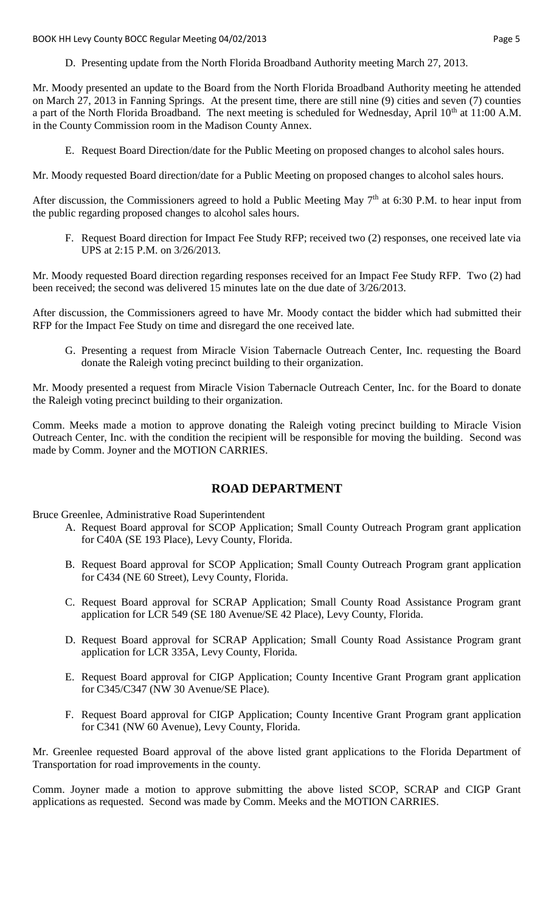D. Presenting update from the North Florida Broadband Authority meeting March 27, 2013.

Mr. Moody presented an update to the Board from the North Florida Broadband Authority meeting he attended on March 27, 2013 in Fanning Springs. At the present time, there are still nine (9) cities and seven (7) counties a part of the North Florida Broadband. The next meeting is scheduled for Wednesday, April 10th at 11:00 A.M. in the County Commission room in the Madison County Annex.

E. Request Board Direction/date for the Public Meeting on proposed changes to alcohol sales hours.

Mr. Moody requested Board direction/date for a Public Meeting on proposed changes to alcohol sales hours.

After discussion, the Commissioners agreed to hold a Public Meeting May 7th at 6:30 P.M. to hear input from the public regarding proposed changes to alcohol sales hours.

F. Request Board direction for Impact Fee Study RFP; received two (2) responses, one received late via UPS at 2:15 P.M. on 3/26/2013.

Mr. Moody requested Board direction regarding responses received for an Impact Fee Study RFP. Two (2) had been received; the second was delivered 15 minutes late on the due date of 3/26/2013.

After discussion, the Commissioners agreed to have Mr. Moody contact the bidder which had submitted their RFP for the Impact Fee Study on time and disregard the one received late.

G. Presenting a request from Miracle Vision Tabernacle Outreach Center, Inc. requesting the Board donate the Raleigh voting precinct building to their organization.

Mr. Moody presented a request from Miracle Vision Tabernacle Outreach Center, Inc. for the Board to donate the Raleigh voting precinct building to their organization.

Comm. Meeks made a motion to approve donating the Raleigh voting precinct building to Miracle Vision Outreach Center, Inc. with the condition the recipient will be responsible for moving the building. Second was made by Comm. Joyner and the MOTION CARRIES.

## ROAD DEPARTMENT

Bruce Greenlee, Administrative Road Superintendent

A. Request Board approval for SCOP Application; Small County Outreach Program grant application for C40A (SE 193 Place), Levy County, Florida.

B. Request Board approval for SCOP Application; Small County Outreach Program grant application for C434 (NE 60 Street), Levy County, Florida.

C. Request Board approval for SCRAP Application; Small County Road Assistance Program grant application for LCR 549 (SE 180 Avenue/SE 42 Place), Levy County, Florida.

D. Request Board approval for SCRAP Application; Small County Road Assistance Program grant application for LCR 335A, Levy County, Florida.

E. Request Board approval for CIGP Application; County Incentive Grant Program grant application for C345/C347 (NW 30 Avenue/SE Place).

F. Request Board approval for CIGP Application; County Incentive Grant Program grant application for C341 (NW 60 Avenue), Levy County, Florida.

Mr. Greenlee requested Board approval of the above listed grant applications to the Florida Department of Transportation for road improvements in the county.

Comm. Joyner made a motion to approve submitting the above listed SCOP, SCRAP and CIGP Grant applications as requested. Second was made by Comm. Meeks and the MOTION CARRIES.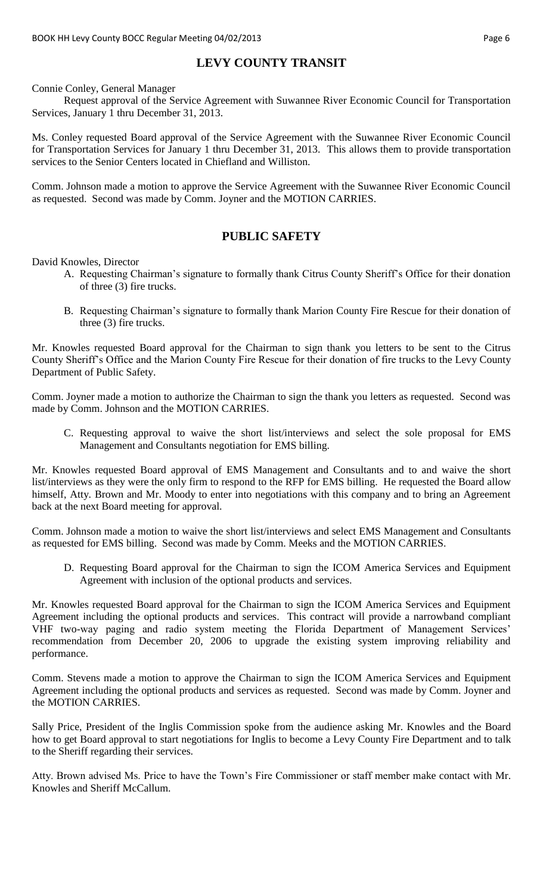## LEVY COUNTY TRANSIT

Connie Conley, General Manager

Request approval of the Service Agreement with Suwannee River Economic Council for Transportation Services, January 1 thru December 31, 2013.

Ms. Conley requested Board approval of the Service Agreement with the Suwannee River Economic Council for Transportation Services for January 1 thru December 31, 2013. This allows them to provide transportation services to the Senior Centers located in Chiefland and Williston.

Comm. Johnson made a motion to approve the Service Agreement with the Suwannee River Economic Council as requested. Second was made by Comm. Joyner and the MOTION CARRIES.

## PUBLIC SAFETY

David Knowles, Director

A. Requesting Chairman's signature to formally thank Citrus County Sheriff's Office for their donation of three (3) fire trucks.

B. Requesting Chairman's signature to formally thank Marion County Fire Rescue for their donation of three (3) fire trucks.

Mr. Knowles requested Board approval for the Chairman to sign thank you letters to be sent to the Citrus County Sheriff's Office and the Marion County Fire Rescue for their donation of fire trucks to the Levy County Department of Public Safety.

Comm. Joyner made a motion to authorize the Chairman to sign the thank you letters as requested. Second was made by Comm. Johnson and the MOTION CARRIES.

C. Requesting approval to waive the short list/interviews and select the sole proposal for EMS Management and Consultants negotiation for EMS billing.

Mr. Knowles requested Board approval of EMS Management and Consultants and to and waive the short list/interviews as they were the only firm to respond to the RFP for EMS billing. He requested the Board allow himself, Atty. Brown and Mr. Moody to enter into negotiations with this company and to bring an Agreement back at the next Board meeting for approval.

Comm. Johnson made a motion to waive the short list/interviews and select EMS Management and Consultants as requested for EMS billing. Second was made by Comm. Meeks and the MOTION CARRIES.

D. Requesting Board approval for the Chairman to sign the ICOM America Services and Equipment Agreement with inclusion of the optional products and services.

Mr. Knowles requested Board approval for the Chairman to sign the ICOM America Services and Equipment Agreement including the optional products and services. This contract will provide a narrowband compliant VHF two-way paging and radio system meeting the Florida Department of Management Services' recommendation from December 20, 2006 to upgrade the existing system improving reliability and performance.

Comm. Stevens made a motion to approve the Chairman to sign the ICOM America Services and Equipment Agreement including the optional products and services as requested. Second was made by Comm. Joyner and the MOTION CARRIES.

Sally Price, President of the Inglis Commission spoke from the audience asking Mr. Knowles and the Board how to get Board approval to start negotiations for Inglis to become a Levy County Fire Department and to talk to the Sheriff regarding their services.

Atty. Brown advised Ms. Price to have the Town's Fire Commissioner or staff member make contact with Mr. Knowles and Sheriff McCallum.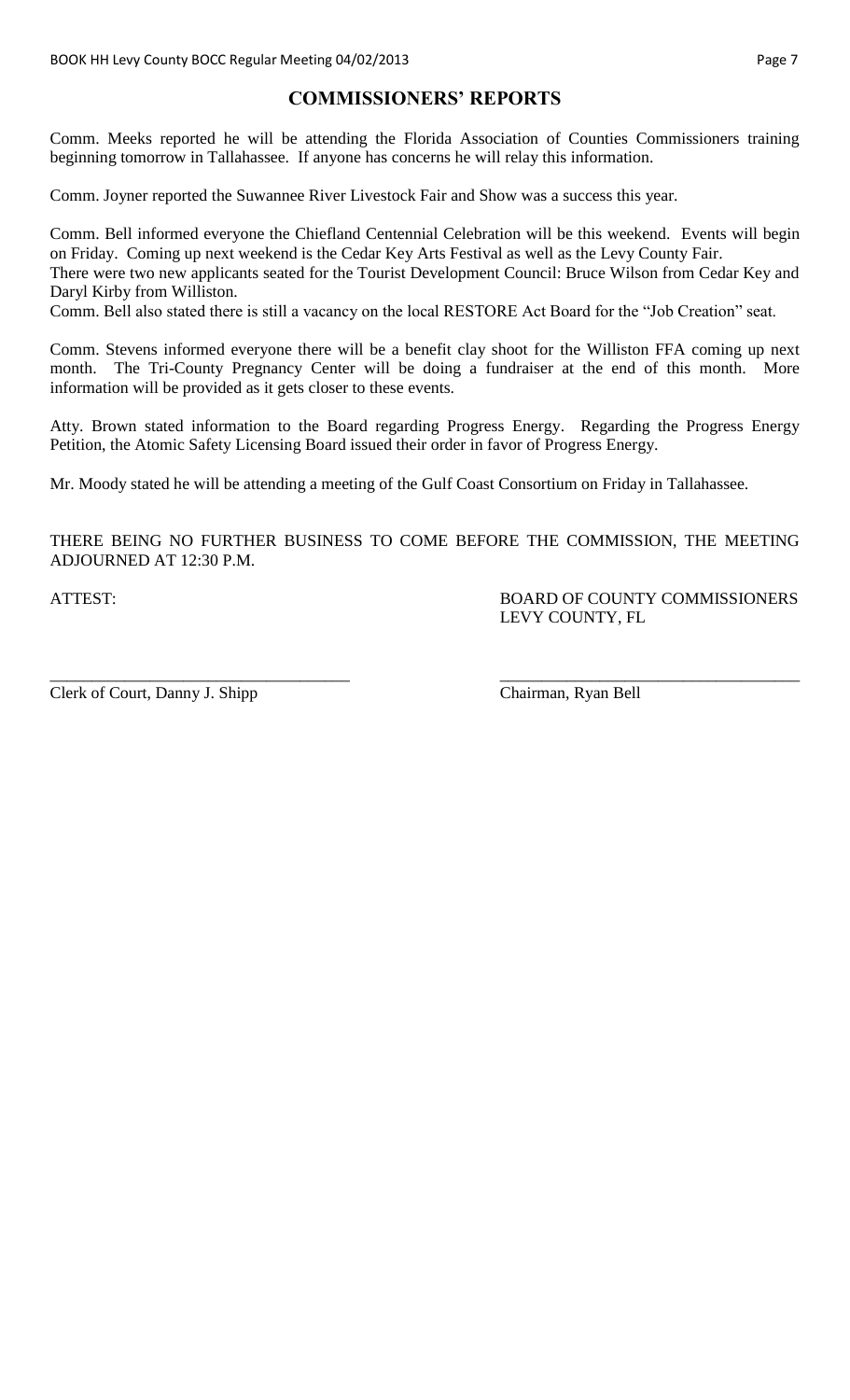## COMMISSIONERS' REPORTS

Comm. Meeks reported he will be attending the Florida Association of Counties Commissioners training beginning tomorrow in Tallahassee. If anyone has concerns he will relay this information.

Comm. Joyner reported the Suwannee River Livestock Fair and Show was a success this year.

Comm. Bell informed everyone the Chiefland Centennial Celebration will be this weekend. Events will begin on Friday. Coming up next weekend is the Cedar Key Arts Festival as well as the Levy County Fair.
There were two new applicants seated for the Tourist Development Council: Bruce Wilson from Cedar Key and Daryl Kirby from Williston.
Comm. Bell also stated there is still a vacancy on the local RESTORE Act Board for the "Job Creation" seat.

Comm. Stevens informed everyone there will be a benefit clay shoot for the Williston FFA coming up next month. The Tri-County Pregnancy Center will be doing a fundraiser at the end of this month. More information will be provided as it gets closer to these events.

Atty. Brown stated information to the Board regarding Progress Energy. Regarding the Progress Energy Petition, the Atomic Safety Licensing Board issued their order in favor of Progress Energy.

Mr. Moody stated he will be attending a meeting of the Gulf Coast Consortium on Friday in Tallahassee.

THERE BEING NO FURTHER BUSINESS TO COME BEFORE THE COMMISSION, THE MEETING ADJOURNED AT 12:30 P.M.

ATTEST:

BOARD OF COUNTY COMMISSIONERS
LEVY COUNTY, FL

_____________________________________

Clerk of Court, Danny J. Shipp

_____________________________________

Chairman, Ryan Bell